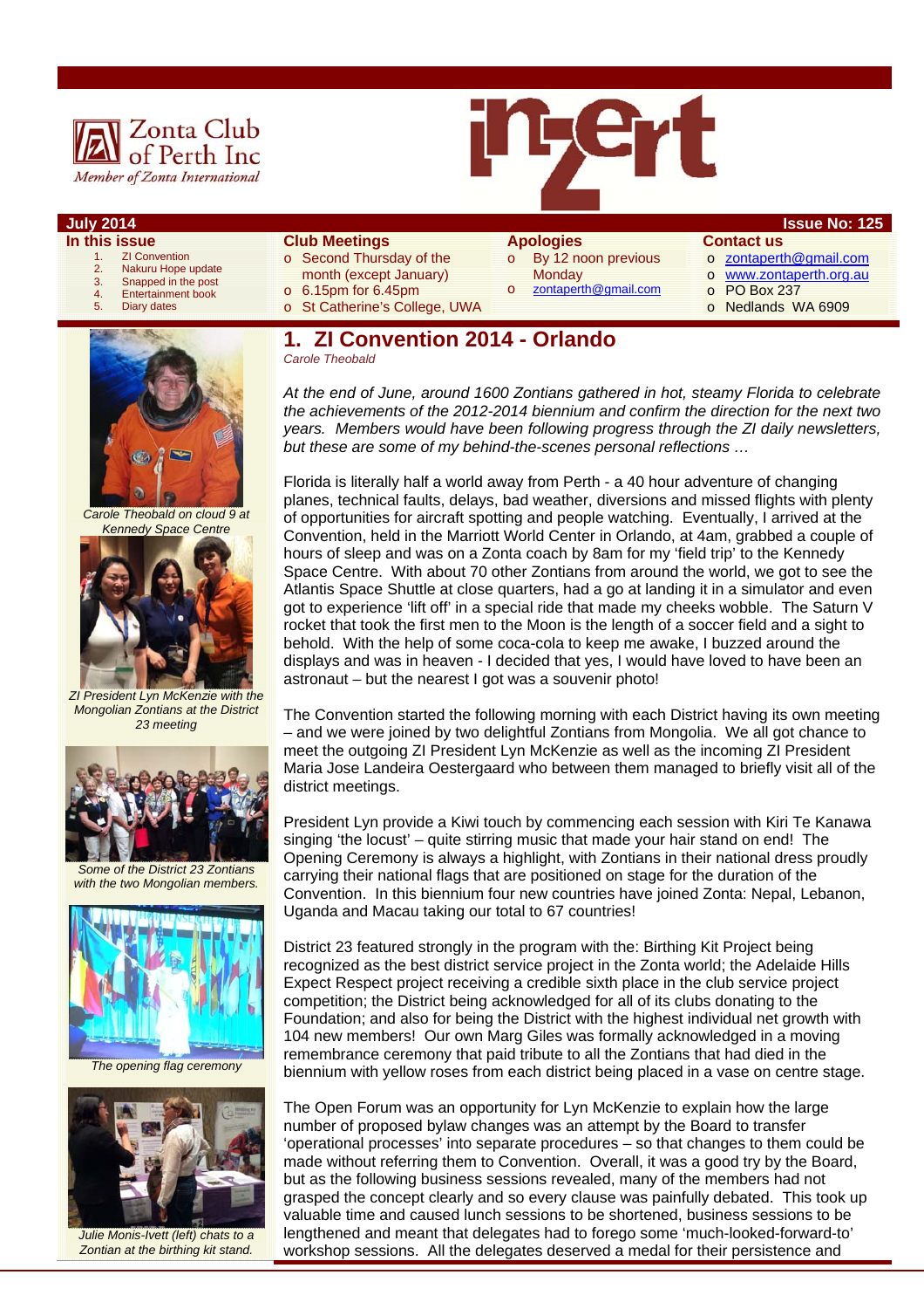Zonta Club of Perth Inc
*Member of Zonta International*

# inZert

**July 2014** **Issue No: 125**

**In this issue**

1. ZI Convention
2. Nakuru Hope update
3. Snapped in the post
4. Entertainment book
5. Diary dates

**Club Meetings**

- Second Thursday of the month (except January)
- 6.15pm for 6.45pm
- St Catherine's College, UWA

**Apologies**

- By 12 noon previous Monday
- zontaperth@gmail.com

**Contact us**

- zontaperth@gmail.com
- www.zontaperth.org.au
- PO Box 237
- Nedlands WA 6909

## 1. ZI Convention 2014 - Orlando

*Carole Theobald*

*At the end of June, around 1600 Zontians gathered in hot, steamy Florida to celebrate the achievements of the 2012-2014 biennium and confirm the direction for the next two years. Members would have been following progress through the ZI daily newsletters, but these are some of my behind-the-scenes personal reflections …*

Florida is literally half a world away from Perth - a 40 hour adventure of changing planes, technical faults, delays, bad weather, diversions and missed flights with plenty of opportunities for aircraft spotting and people watching. Eventually, I arrived at the Convention, held in the Marriott World Center in Orlando, at 4am, grabbed a couple of hours of sleep and was on a Zonta coach by 8am for my 'field trip' to the Kennedy Space Centre. With about 70 other Zontians from around the world, we got to see the Atlantis Space Shuttle at close quarters, had a go at landing it in a simulator and even got to experience 'lift off' in a special ride that made my cheeks wobble. The Saturn V rocket that took the first men to the Moon is the length of a soccer field and a sight to behold. With the help of some coca-cola to keep me awake, I buzzed around the displays and was in heaven - I decided that yes, I would have loved to have been an astronaut – but the nearest I got was a souvenir photo!

*Carole Theobald on cloud 9 at Kennedy Space Centre*

The Convention started the following morning with each District having its own meeting – and we were joined by two delightful Zontians from Mongolia. We all got chance to meet the outgoing ZI President Lyn McKenzie as well as the incoming ZI President Maria Jose Landeira Oestergaard who between them managed to briefly visit all of the district meetings.

*ZI President Lyn McKenzie with the Mongolian Zontians at the District 23 meeting*

President Lyn provide a Kiwi touch by commencing each session with Kiri Te Kanawa singing 'the locust' – quite stirring music that made your hair stand on end! The Opening Ceremony is always a highlight, with Zontians in their national dress proudly carrying their national flags that are positioned on stage for the duration of the Convention. In this biennium four new countries have joined Zonta: Nepal, Lebanon, Uganda and Macau taking our total to 67 countries!

*Some of the District 23 Zontians with the two Mongolian members.*

District 23 featured strongly in the program with the: Birthing Kit Project being recognized as the best district service project in the Zonta world; the Adelaide Hills Expect Respect project receiving a credible sixth place in the club service project competition; the District being acknowledged for all of its clubs donating to the Foundation; and also for being the District with the highest individual net growth with 104 new members! Our own Marg Giles was formally acknowledged in a moving remembrance ceremony that paid tribute to all the Zontians that had died in the biennium with yellow roses from each district being placed in a vase on centre stage.

*The opening flag ceremony*

The Open Forum was an opportunity for Lyn McKenzie to explain how the large number of proposed bylaw changes was an attempt by the Board to transfer 'operational processes' into separate procedures – so that changes to them could be made without referring them to Convention. Overall, it was a good try by the Board, but as the following business sessions revealed, many of the members had not grasped the concept clearly and so every clause was painfully debated. This took up valuable time and caused lunch sessions to be shortened, business sessions to be lengthened and meant that delegates had to forego some 'much-looked-forward-to' workshop sessions. All the delegates deserved a medal for their persistence and

*Julie Monis-Ivett (left) chats to a Zontian at the birthing kit stand.*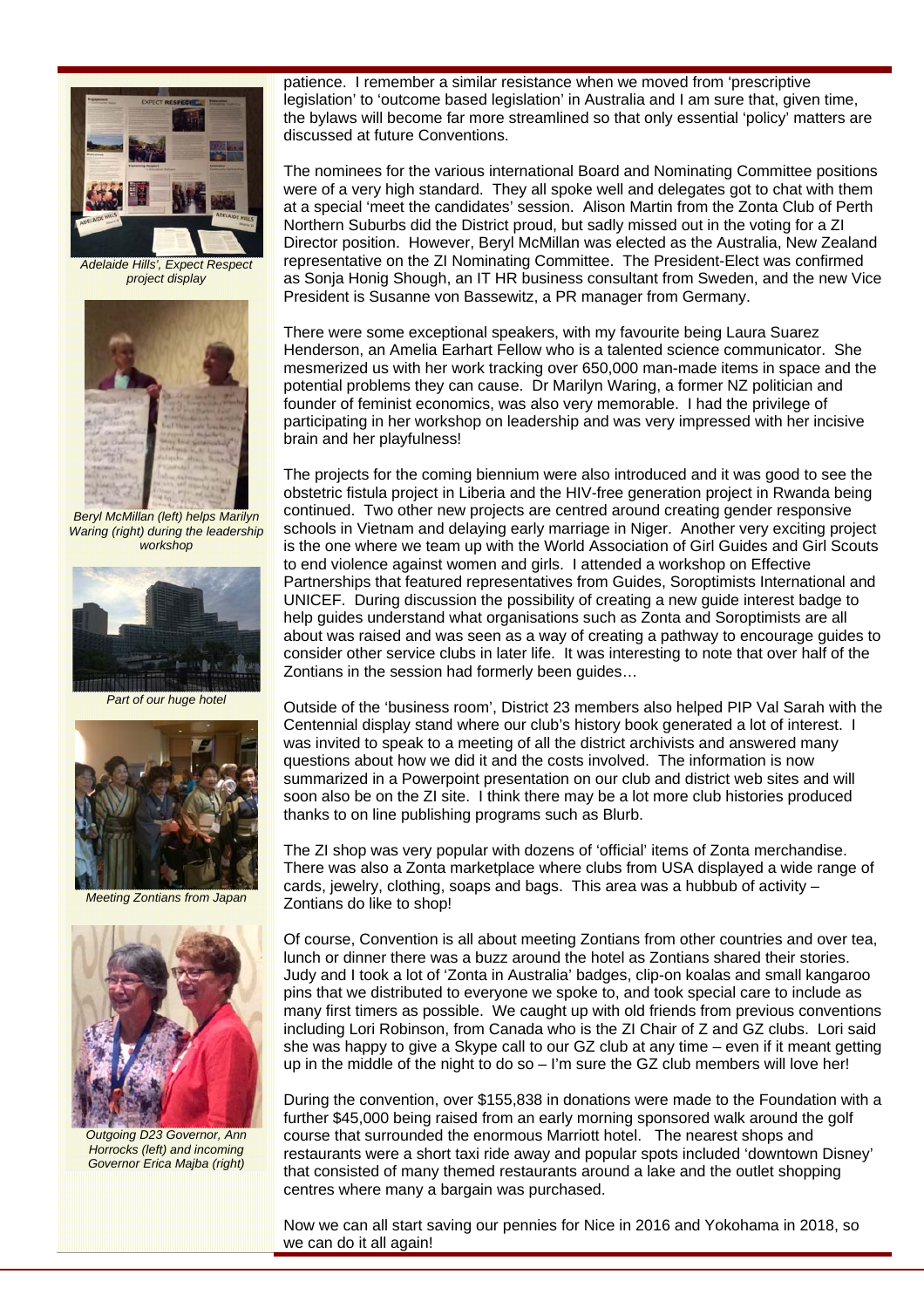Adelaide Hills', Expect Respect project display

Beryl McMillan (left) helps Marilyn Waring (right) during the leadership workshop

Part of our huge hotel

Meeting Zontians from Japan

Outgoing D23 Governor, Ann Horrocks (left) and incoming Governor Erica Majba (right)

patience. I remember a similar resistance when we moved from 'prescriptive legislation' to 'outcome based legislation' in Australia and I am sure that, given time, the bylaws will become far more streamlined so that only essential 'policy' matters are discussed at future Conventions.

The nominees for the various international Board and Nominating Committee positions were of a very high standard. They all spoke well and delegates got to chat with them at a special 'meet the candidates' session. Alison Martin from the Zonta Club of Perth Northern Suburbs did the District proud, but sadly missed out in the voting for a ZI Director position. However, Beryl McMillan was elected as the Australia, New Zealand representative on the ZI Nominating Committee. The President-Elect was confirmed as Sonja Honig Shough, an IT HR business consultant from Sweden, and the new Vice President is Susanne von Bassewitz, a PR manager from Germany.

There were some exceptional speakers, with my favourite being Laura Suarez Henderson, an Amelia Earhart Fellow who is a talented science communicator. She mesmerized us with her work tracking over 650,000 man-made items in space and the potential problems they can cause. Dr Marilyn Waring, a former NZ politician and founder of feminist economics, was also very memorable. I had the privilege of participating in her workshop on leadership and was very impressed with her incisive brain and her playfulness!

The projects for the coming biennium were also introduced and it was good to see the obstetric fistula project in Liberia and the HIV-free generation project in Rwanda being continued. Two other new projects are centred around creating gender responsive schools in Vietnam and delaying early marriage in Niger. Another very exciting project is the one where we team up with the World Association of Girl Guides and Girl Scouts to end violence against women and girls. I attended a workshop on Effective Partnerships that featured representatives from Guides, Soroptimists International and UNICEF. During discussion the possibility of creating a new guide interest badge to help guides understand what organisations such as Zonta and Soroptimists are all about was raised and was seen as a way of creating a pathway to encourage guides to consider other service clubs in later life. It was interesting to note that over half of the Zontians in the session had formerly been guides…

Outside of the 'business room', District 23 members also helped PIP Val Sarah with the Centennial display stand where our club's history book generated a lot of interest. I was invited to speak to a meeting of all the district archivists and answered many questions about how we did it and the costs involved. The information is now summarized in a Powerpoint presentation on our club and district web sites and will soon also be on the ZI site. I think there may be a lot more club histories produced thanks to on line publishing programs such as Blurb.

The ZI shop was very popular with dozens of 'official' items of Zonta merchandise. There was also a Zonta marketplace where clubs from USA displayed a wide range of cards, jewelry, clothing, soaps and bags. This area was a hubbub of activity – Zontians do like to shop!

Of course, Convention is all about meeting Zontians from other countries and over tea, lunch or dinner there was a buzz around the hotel as Zontians shared their stories. Judy and I took a lot of 'Zonta in Australia' badges, clip-on koalas and small kangaroo pins that we distributed to everyone we spoke to, and took special care to include as many first timers as possible. We caught up with old friends from previous conventions including Lori Robinson, from Canada who is the ZI Chair of Z and GZ clubs. Lori said she was happy to give a Skype call to our GZ club at any time – even if it meant getting up in the middle of the night to do so – I'm sure the GZ club members will love her!

During the convention, over $155,838 in donations were made to the Foundation with a further $45,000 being raised from an early morning sponsored walk around the golf course that surrounded the enormous Marriott hotel. The nearest shops and restaurants were a short taxi ride away and popular spots included 'downtown Disney' that consisted of many themed restaurants around a lake and the outlet shopping centres where many a bargain was purchased.

Now we can all start saving our pennies for Nice in 2016 and Yokohama in 2018, so we can do it all again!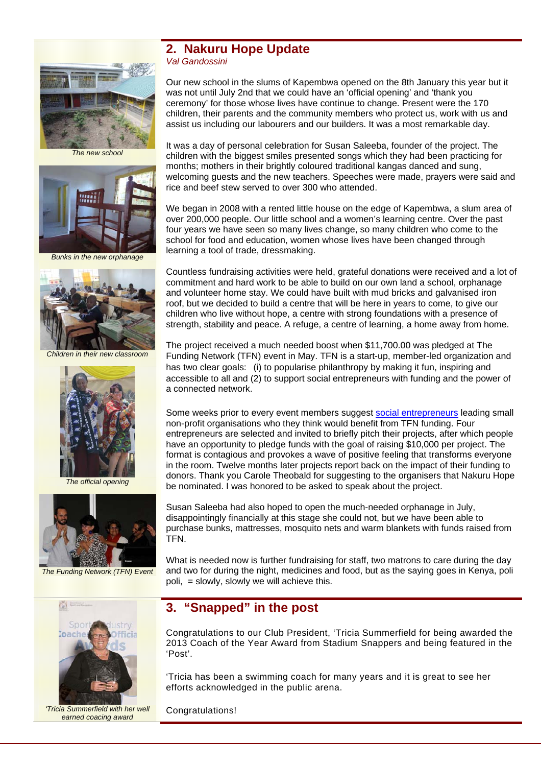## 2. Nakuru Hope Update

*Val Gandossini*

Our new school in the slums of Kapembwa opened on the 8th January this year but it was not until July 2nd that we could have an 'official opening' and 'thank you ceremony' for those whose lives have continue to change. Present were the 170 children, their parents and the community members who protect us, work with us and assist us including our labourers and our builders. It was a most remarkable day.

It was a day of personal celebration for Susan Saleeba, founder of the project. The children with the biggest smiles presented songs which they had been practicing for months; mothers in their brightly coloured traditional kangas danced and sung, welcoming guests and the new teachers. Speeches were made, prayers were said and rice and beef stew served to over 300 who attended.

We began in 2008 with a rented little house on the edge of Kapembwa, a slum area of over 200,000 people. Our little school and a women's learning centre. Over the past four years we have seen so many lives change, so many children who come to the school for food and education, women whose lives have been changed through learning a tool of trade, dressmaking.

Countless fundraising activities were held, grateful donations were received and a lot of commitment and hard work to be able to build on our own land a school, orphanage and volunteer home stay. We could have built with mud bricks and galvanised iron roof, but we decided to build a centre that will be here in years to come, to give our children who live without hope, a centre with strong foundations with a presence of strength, stability and peace. A refuge, a centre of learning, a home away from home.

The project received a much needed boost when $11,700.00 was pledged at The Funding Network (TFN) event in May. TFN is a start-up, member-led organization and has two clear goals: (i) to popularise philanthropy by making it fun, inspiring and accessible to all and (2) to support social entrepreneurs with funding and the power of a connected network.

Some weeks prior to every event members suggest social entrepreneurs leading small non-profit organisations who they think would benefit from TFN funding. Four entrepreneurs are selected and invited to briefly pitch their projects, after which people have an opportunity to pledge funds with the goal of raising $10,000 per project. The format is contagious and provokes a wave of positive feeling that transforms everyone in the room. Twelve months later projects report back on the impact of their funding to donors. Thank you Carole Theobald for suggesting to the organisers that Nakuru Hope be nominated. I was honored to be asked to speak about the project.

Susan Saleeba had also hoped to open the much-needed orphanage in July, disappointingly financially at this stage she could not, but we have been able to purchase bunks, mattresses, mosquito nets and warm blankets with funds raised from TFN.

What is needed now is further fundraising for staff, two matrons to care during the day and two for during the night, medicines and food, but as the saying goes in Kenya, poli poli, = slowly, slowly we will achieve this.

*The new school*

*Bunks in the new orphanage*

*Children in their new classroom*

*The official opening*

*The Funding Network (TFN) Event*

## 3. "Snapped" in the post

Congratulations to our Club President, 'Tricia Summerfield for being awarded the 2013 Coach of the Year Award from Stadium Snappers and being featured in the 'Post'.

'Tricia has been a swimming coach for many years and it is great to see her efforts acknowledged in the public arena.

Congratulations!

*'Tricia Summerfield with her well earned coacing award*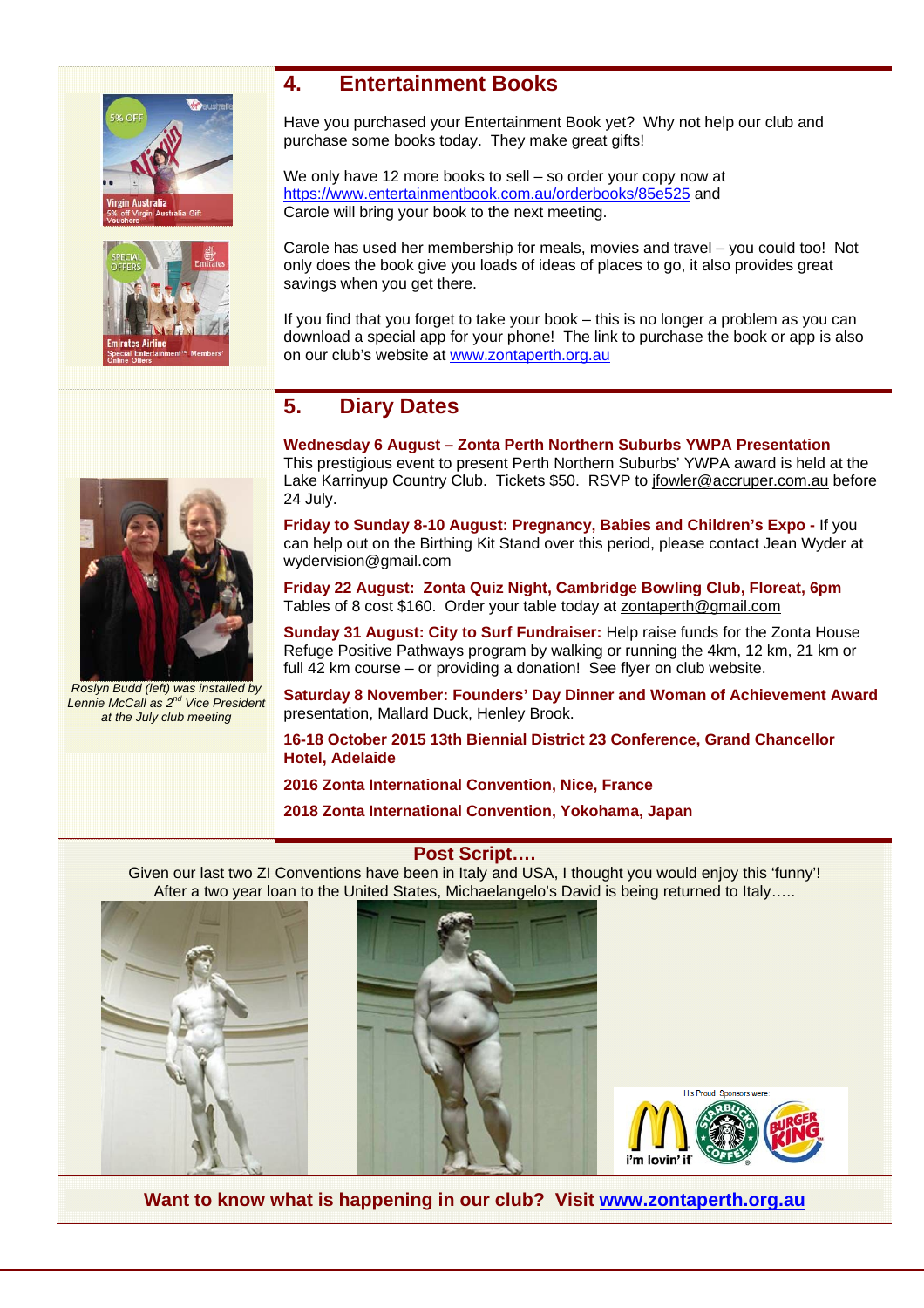## 4. Entertainment Books

Have you purchased your Entertainment Book yet? Why not help our club and purchase some books today. They make great gifts!

We only have 12 more books to sell – so order your copy now at https://www.entertainmentbook.com.au/orderbooks/85e525 and Carole will bring your book to the next meeting.

Carole has used her membership for meals, movies and travel – you could too! Not only does the book give you loads of ideas of places to go, it also provides great savings when you get there.

If you find that you forget to take your book – this is no longer a problem as you can download a special app for your phone! The link to purchase the book or app is also on our club's website at www.zontaperth.org.au

## 5. Diary Dates

**Wednesday 6 August – Zonta Perth Northern Suburbs YWPA Presentation**
This prestigious event to present Perth Northern Suburbs' YWPA award is held at the Lake Karrinyup Country Club. Tickets $50. RSVP to jfowler@accruper.com.au before 24 July.

**Friday to Sunday 8-10 August: Pregnancy, Babies and Children's Expo -** If you can help out on the Birthing Kit Stand over this period, please contact Jean Wyder at wydervision@gmail.com

**Friday 22 August: Zonta Quiz Night, Cambridge Bowling Club, Floreat, 6pm**
Tables of 8 cost $160. Order your table today at zontaperth@gmail.com

**Sunday 31 August: City to Surf Fundraiser:** Help raise funds for the Zonta House Refuge Positive Pathways program by walking or running the 4km, 12 km, 21 km or full 42 km course – or providing a donation! See flyer on club website.

**Saturday 8 November: Founders' Day Dinner and Woman of Achievement Award** presentation, Mallard Duck, Henley Brook.

**16-18 October 2015 13th Biennial District 23 Conference, Grand Chancellor Hotel, Adelaide**

**2016 Zonta International Convention, Nice, France**

**2018 Zonta International Convention, Yokohama, Japan**

*Roslyn Budd (left) was installed by Lennie McCall as 2nd Vice President at the July club meeting*

### Post Script….

Given our last two ZI Conventions have been in Italy and USA, I thought you would enjoy this 'funny'!
After a two year loan to the United States, Michaelangelo's David is being returned to Italy…..

His Proud Sponsors were:

**Want to know what is happening in our club? Visit www.zontaperth.org.au**